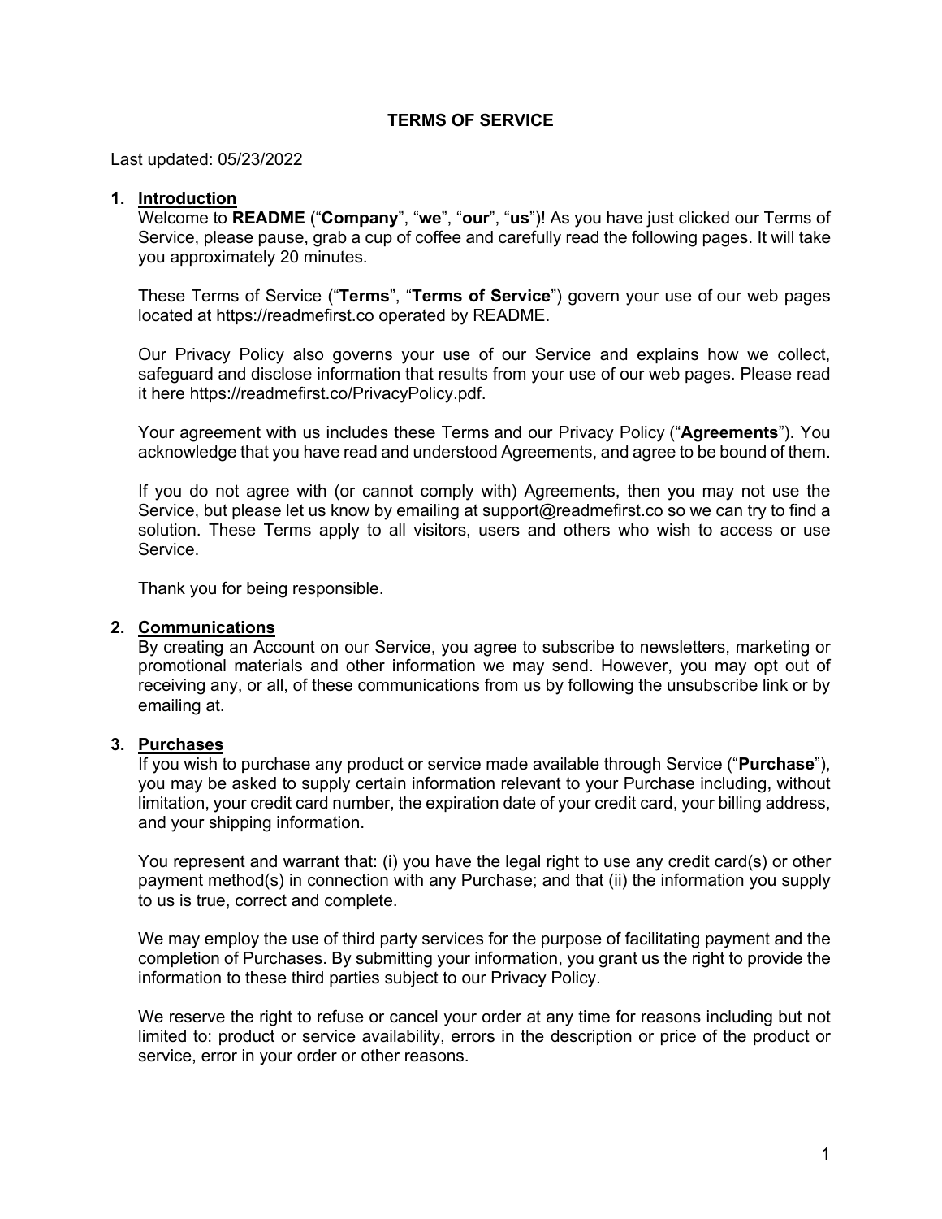# TERMS OF SERVICE

Last updated: 05/23/2022

1. **Introduction**

   Welcome to **README** ("**Company**", "**we**", "**our**", "**us**")! As you have just clicked our Terms of Service, please pause, grab a cup of coffee and carefully read the following pages. It will take you approximately 20 minutes.

   These Terms of Service ("**Terms**", "**Terms of Service**") govern your use of our web pages located at https://readmefirst.co operated by README.

   Our Privacy Policy also governs your use of our Service and explains how we collect, safeguard and disclose information that results from your use of our web pages. Please read it here https://readmefirst.co/PrivacyPolicy.pdf.

   Your agreement with us includes these Terms and our Privacy Policy ("**Agreements**"). You acknowledge that you have read and understood Agreements, and agree to be bound of them.

   If you do not agree with (or cannot comply with) Agreements, then you may not use the Service, but please let us know by emailing at support@readmefirst.co so we can try to find a solution. These Terms apply to all visitors, users and others who wish to access or use Service.

   Thank you for being responsible.

2. **Communications**

   By creating an Account on our Service, you agree to subscribe to newsletters, marketing or promotional materials and other information we may send. However, you may opt out of receiving any, or all, of these communications from us by following the unsubscribe link or by emailing at.

3. **Purchases**

   If you wish to purchase any product or service made available through Service ("**Purchase**"), you may be asked to supply certain information relevant to your Purchase including, without limitation, your credit card number, the expiration date of your credit card, your billing address, and your shipping information.

   You represent and warrant that: (i) you have the legal right to use any credit card(s) or other payment method(s) in connection with any Purchase; and that (ii) the information you supply to us is true, correct and complete.

   We may employ the use of third party services for the purpose of facilitating payment and the completion of Purchases. By submitting your information, you grant us the right to provide the information to these third parties subject to our Privacy Policy.

   We reserve the right to refuse or cancel your order at any time for reasons including but not limited to: product or service availability, errors in the description or price of the product or service, error in your order or other reasons.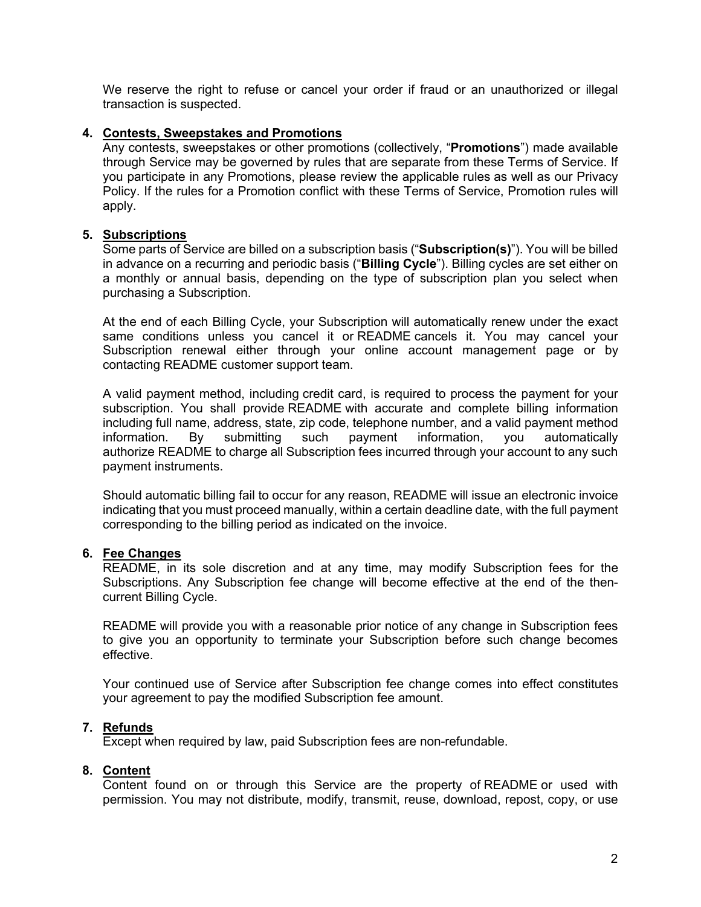We reserve the right to refuse or cancel your order if fraud or an unauthorized or illegal transaction is suspected.

4. **Contests, Sweepstakes and Promotions**
Any contests, sweepstakes or other promotions (collectively, "**Promotions**") made available through Service may be governed by rules that are separate from these Terms of Service. If you participate in any Promotions, please review the applicable rules as well as our Privacy Policy. If the rules for a Promotion conflict with these Terms of Service, Promotion rules will apply.

5. **Subscriptions**
Some parts of Service are billed on a subscription basis ("**Subscription(s)**"). You will be billed in advance on a recurring and periodic basis ("**Billing Cycle**"). Billing cycles are set either on a monthly or annual basis, depending on the type of subscription plan you select when purchasing a Subscription.

   At the end of each Billing Cycle, your Subscription will automatically renew under the exact same conditions unless you cancel it or README cancels it. You may cancel your Subscription renewal either through your online account management page or by contacting README customer support team.

   A valid payment method, including credit card, is required to process the payment for your subscription. You shall provide README with accurate and complete billing information including full name, address, state, zip code, telephone number, and a valid payment method information. By submitting such payment information, you automatically authorize README to charge all Subscription fees incurred through your account to any such payment instruments.

   Should automatic billing fail to occur for any reason, README will issue an electronic invoice indicating that you must proceed manually, within a certain deadline date, with the full payment corresponding to the billing period as indicated on the invoice.

6. **Fee Changes**
README, in its sole discretion and at any time, may modify Subscription fees for the Subscriptions. Any Subscription fee change will become effective at the end of the then-current Billing Cycle.

   README will provide you with a reasonable prior notice of any change in Subscription fees to give you an opportunity to terminate your Subscription before such change becomes effective.

   Your continued use of Service after Subscription fee change comes into effect constitutes your agreement to pay the modified Subscription fee amount.

7. **Refunds**
Except when required by law, paid Subscription fees are non-refundable.

8. **Content**
Content found on or through this Service are the property of README or used with permission. You may not distribute, modify, transmit, reuse, download, repost, copy, or use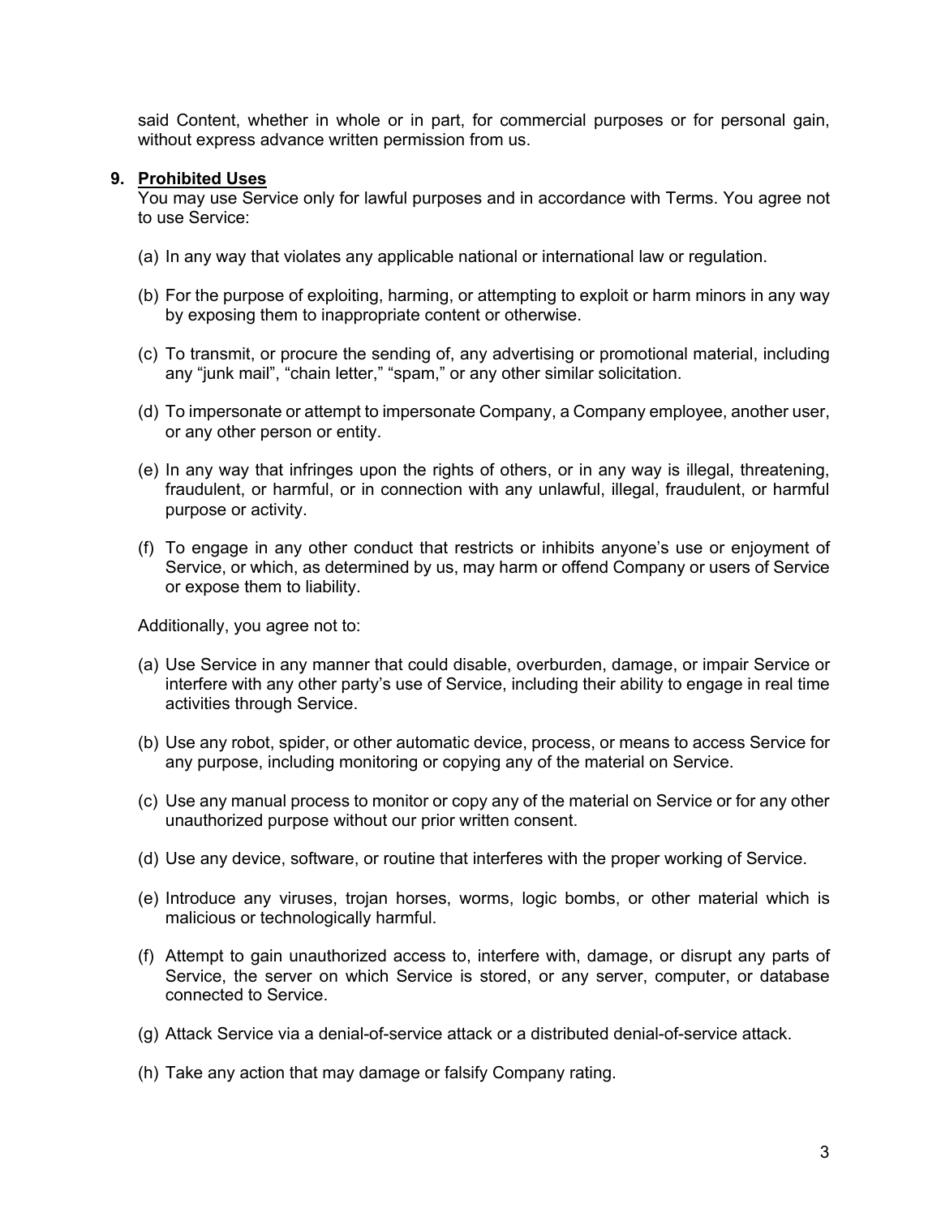said Content, whether in whole or in part, for commercial purposes or for personal gain, without express advance written permission from us.

9. **Prohibited Uses**

You may use Service only for lawful purposes and in accordance with Terms. You agree not to use Service:

(a) In any way that violates any applicable national or international law or regulation.

(b) For the purpose of exploiting, harming, or attempting to exploit or harm minors in any way by exposing them to inappropriate content or otherwise.

(c) To transmit, or procure the sending of, any advertising or promotional material, including any "junk mail", "chain letter," "spam," or any other similar solicitation.

(d) To impersonate or attempt to impersonate Company, a Company employee, another user, or any other person or entity.

(e) In any way that infringes upon the rights of others, or in any way is illegal, threatening, fraudulent, or harmful, or in connection with any unlawful, illegal, fraudulent, or harmful purpose or activity.

(f) To engage in any other conduct that restricts or inhibits anyone's use or enjoyment of Service, or which, as determined by us, may harm or offend Company or users of Service or expose them to liability.

Additionally, you agree not to:

(a) Use Service in any manner that could disable, overburden, damage, or impair Service or interfere with any other party's use of Service, including their ability to engage in real time activities through Service.

(b) Use any robot, spider, or other automatic device, process, or means to access Service for any purpose, including monitoring or copying any of the material on Service.

(c) Use any manual process to monitor or copy any of the material on Service or for any other unauthorized purpose without our prior written consent.

(d) Use any device, software, or routine that interferes with the proper working of Service.

(e) Introduce any viruses, trojan horses, worms, logic bombs, or other material which is malicious or technologically harmful.

(f) Attempt to gain unauthorized access to, interfere with, damage, or disrupt any parts of Service, the server on which Service is stored, or any server, computer, or database connected to Service.

(g) Attack Service via a denial-of-service attack or a distributed denial-of-service attack.

(h) Take any action that may damage or falsify Company rating.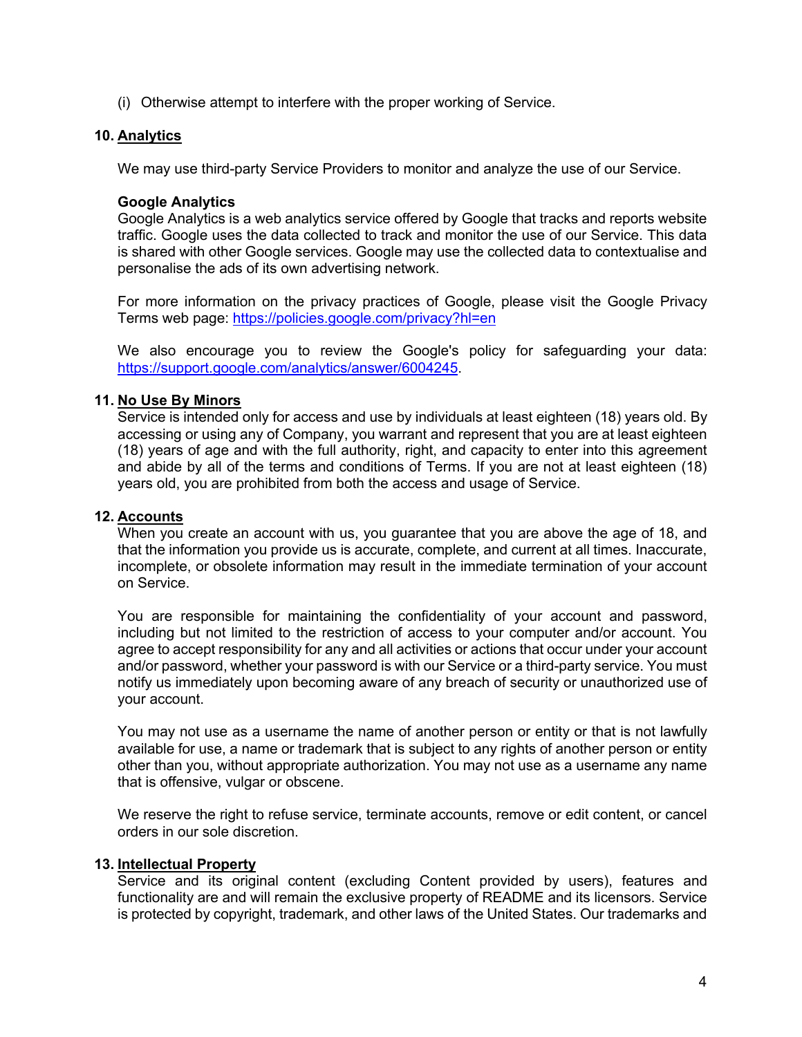(i) Otherwise attempt to interfere with the proper working of Service.

## 10. Analytics

We may use third-party Service Providers to monitor and analyze the use of our Service.

**Google Analytics**
Google Analytics is a web analytics service offered by Google that tracks and reports website traffic. Google uses the data collected to track and monitor the use of our Service. This data is shared with other Google services. Google may use the collected data to contextualise and personalise the ads of its own advertising network.

For more information on the privacy practices of Google, please visit the Google Privacy Terms web page: [https://policies.google.com/privacy?hl=en](https://policies.google.com/privacy?hl=en)

We also encourage you to review the Google's policy for safeguarding your data: [https://support.google.com/analytics/answer/6004245](https://support.google.com/analytics/answer/6004245).

## 11. No Use By Minors

Service is intended only for access and use by individuals at least eighteen (18) years old. By accessing or using any of Company, you warrant and represent that you are at least eighteen (18) years of age and with the full authority, right, and capacity to enter into this agreement and abide by all of the terms and conditions of Terms. If you are not at least eighteen (18) years old, you are prohibited from both the access and usage of Service.

## 12. Accounts

When you create an account with us, you guarantee that you are above the age of 18, and that the information you provide us is accurate, complete, and current at all times. Inaccurate, incomplete, or obsolete information may result in the immediate termination of your account on Service.

You are responsible for maintaining the confidentiality of your account and password, including but not limited to the restriction of access to your computer and/or account. You agree to accept responsibility for any and all activities or actions that occur under your account and/or password, whether your password is with our Service or a third-party service. You must notify us immediately upon becoming aware of any breach of security or unauthorized use of your account.

You may not use as a username the name of another person or entity or that is not lawfully available for use, a name or trademark that is subject to any rights of another person or entity other than you, without appropriate authorization. You may not use as a username any name that is offensive, vulgar or obscene.

We reserve the right to refuse service, terminate accounts, remove or edit content, or cancel orders in our sole discretion.

## 13. Intellectual Property

Service and its original content (excluding Content provided by users), features and functionality are and will remain the exclusive property of README and its licensors. Service is protected by copyright, trademark, and other laws of the United States. Our trademarks and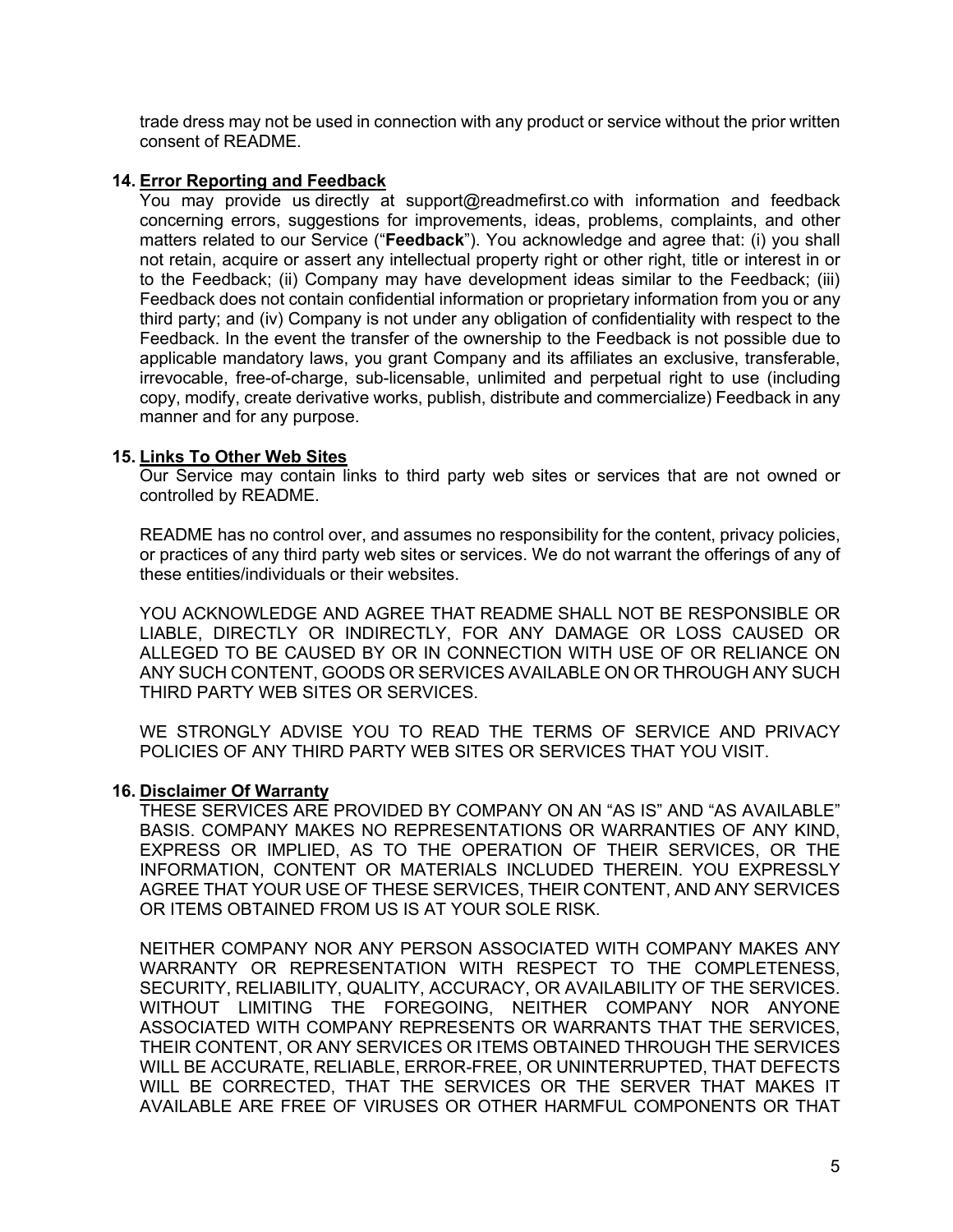trade dress may not be used in connection with any product or service without the prior written consent of README.

## 14. Error Reporting and Feedback

You may provide us directly at support@readmefirst.co with information and feedback concerning errors, suggestions for improvements, ideas, problems, complaints, and other matters related to our Service ("**Feedback**"). You acknowledge and agree that: (i) you shall not retain, acquire or assert any intellectual property right or other right, title or interest in or to the Feedback; (ii) Company may have development ideas similar to the Feedback; (iii) Feedback does not contain confidential information or proprietary information from you or any third party; and (iv) Company is not under any obligation of confidentiality with respect to the Feedback. In the event the transfer of the ownership to the Feedback is not possible due to applicable mandatory laws, you grant Company and its affiliates an exclusive, transferable, irrevocable, free-of-charge, sub-licensable, unlimited and perpetual right to use (including copy, modify, create derivative works, publish, distribute and commercialize) Feedback in any manner and for any purpose.

## 15. Links To Other Web Sites

Our Service may contain links to third party web sites or services that are not owned or controlled by README.

README has no control over, and assumes no responsibility for the content, privacy policies, or practices of any third party web sites or services. We do not warrant the offerings of any of these entities/individuals or their websites.

YOU ACKNOWLEDGE AND AGREE THAT README SHALL NOT BE RESPONSIBLE OR LIABLE, DIRECTLY OR INDIRECTLY, FOR ANY DAMAGE OR LOSS CAUSED OR ALLEGED TO BE CAUSED BY OR IN CONNECTION WITH USE OF OR RELIANCE ON ANY SUCH CONTENT, GOODS OR SERVICES AVAILABLE ON OR THROUGH ANY SUCH THIRD PARTY WEB SITES OR SERVICES.

WE STRONGLY ADVISE YOU TO READ THE TERMS OF SERVICE AND PRIVACY POLICIES OF ANY THIRD PARTY WEB SITES OR SERVICES THAT YOU VISIT.

## 16. Disclaimer Of Warranty

THESE SERVICES ARE PROVIDED BY COMPANY ON AN "AS IS" AND "AS AVAILABLE" BASIS. COMPANY MAKES NO REPRESENTATIONS OR WARRANTIES OF ANY KIND, EXPRESS OR IMPLIED, AS TO THE OPERATION OF THEIR SERVICES, OR THE INFORMATION, CONTENT OR MATERIALS INCLUDED THEREIN. YOU EXPRESSLY AGREE THAT YOUR USE OF THESE SERVICES, THEIR CONTENT, AND ANY SERVICES OR ITEMS OBTAINED FROM US IS AT YOUR SOLE RISK.

NEITHER COMPANY NOR ANY PERSON ASSOCIATED WITH COMPANY MAKES ANY WARRANTY OR REPRESENTATION WITH RESPECT TO THE COMPLETENESS, SECURITY, RELIABILITY, QUALITY, ACCURACY, OR AVAILABILITY OF THE SERVICES. WITHOUT LIMITING THE FOREGOING, NEITHER COMPANY NOR ANYONE ASSOCIATED WITH COMPANY REPRESENTS OR WARRANTS THAT THE SERVICES, THEIR CONTENT, OR ANY SERVICES OR ITEMS OBTAINED THROUGH THE SERVICES WILL BE ACCURATE, RELIABLE, ERROR-FREE, OR UNINTERRUPTED, THAT DEFECTS WILL BE CORRECTED, THAT THE SERVICES OR THE SERVER THAT MAKES IT AVAILABLE ARE FREE OF VIRUSES OR OTHER HARMFUL COMPONENTS OR THAT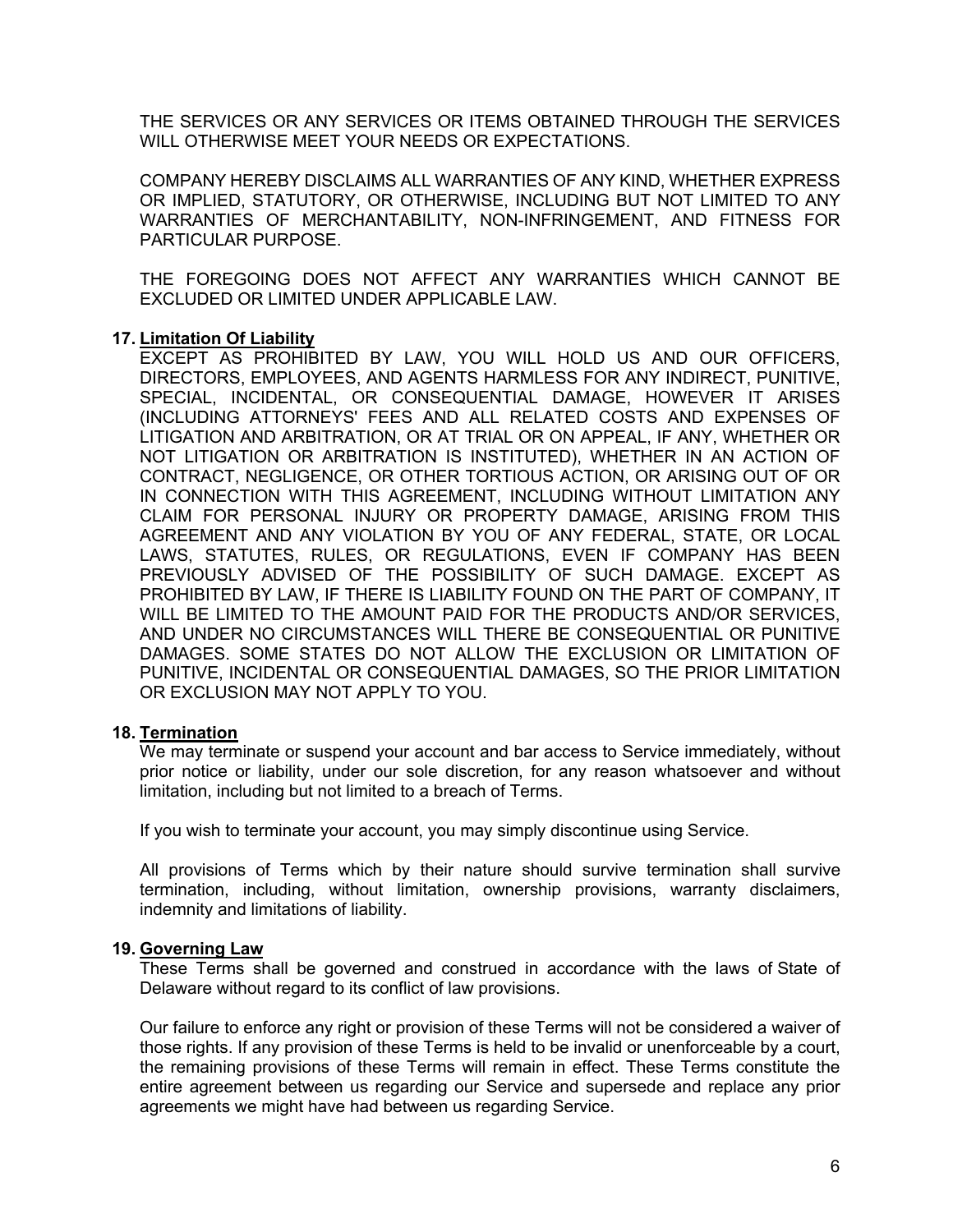THE SERVICES OR ANY SERVICES OR ITEMS OBTAINED THROUGH THE SERVICES WILL OTHERWISE MEET YOUR NEEDS OR EXPECTATIONS.

COMPANY HEREBY DISCLAIMS ALL WARRANTIES OF ANY KIND, WHETHER EXPRESS OR IMPLIED, STATUTORY, OR OTHERWISE, INCLUDING BUT NOT LIMITED TO ANY WARRANTIES OF MERCHANTABILITY, NON-INFRINGEMENT, AND FITNESS FOR PARTICULAR PURPOSE.

THE FOREGOING DOES NOT AFFECT ANY WARRANTIES WHICH CANNOT BE EXCLUDED OR LIMITED UNDER APPLICABLE LAW.

## 17. Limitation Of Liability

EXCEPT AS PROHIBITED BY LAW, YOU WILL HOLD US AND OUR OFFICERS, DIRECTORS, EMPLOYEES, AND AGENTS HARMLESS FOR ANY INDIRECT, PUNITIVE, SPECIAL, INCIDENTAL, OR CONSEQUENTIAL DAMAGE, HOWEVER IT ARISES (INCLUDING ATTORNEYS' FEES AND ALL RELATED COSTS AND EXPENSES OF LITIGATION AND ARBITRATION, OR AT TRIAL OR ON APPEAL, IF ANY, WHETHER OR NOT LITIGATION OR ARBITRATION IS INSTITUTED), WHETHER IN AN ACTION OF CONTRACT, NEGLIGENCE, OR OTHER TORTIOUS ACTION, OR ARISING OUT OF OR IN CONNECTION WITH THIS AGREEMENT, INCLUDING WITHOUT LIMITATION ANY CLAIM FOR PERSONAL INJURY OR PROPERTY DAMAGE, ARISING FROM THIS AGREEMENT AND ANY VIOLATION BY YOU OF ANY FEDERAL, STATE, OR LOCAL LAWS, STATUTES, RULES, OR REGULATIONS, EVEN IF COMPANY HAS BEEN PREVIOUSLY ADVISED OF THE POSSIBILITY OF SUCH DAMAGE. EXCEPT AS PROHIBITED BY LAW, IF THERE IS LIABILITY FOUND ON THE PART OF COMPANY, IT WILL BE LIMITED TO THE AMOUNT PAID FOR THE PRODUCTS AND/OR SERVICES, AND UNDER NO CIRCUMSTANCES WILL THERE BE CONSEQUENTIAL OR PUNITIVE DAMAGES. SOME STATES DO NOT ALLOW THE EXCLUSION OR LIMITATION OF PUNITIVE, INCIDENTAL OR CONSEQUENTIAL DAMAGES, SO THE PRIOR LIMITATION OR EXCLUSION MAY NOT APPLY TO YOU.

## 18. Termination

We may terminate or suspend your account and bar access to Service immediately, without prior notice or liability, under our sole discretion, for any reason whatsoever and without limitation, including but not limited to a breach of Terms.

If you wish to terminate your account, you may simply discontinue using Service.

All provisions of Terms which by their nature should survive termination shall survive termination, including, without limitation, ownership provisions, warranty disclaimers, indemnity and limitations of liability.

## 19. Governing Law

These Terms shall be governed and construed in accordance with the laws of State of Delaware without regard to its conflict of law provisions.

Our failure to enforce any right or provision of these Terms will not be considered a waiver of those rights. If any provision of these Terms is held to be invalid or unenforceable by a court, the remaining provisions of these Terms will remain in effect. These Terms constitute the entire agreement between us regarding our Service and supersede and replace any prior agreements we might have had between us regarding Service.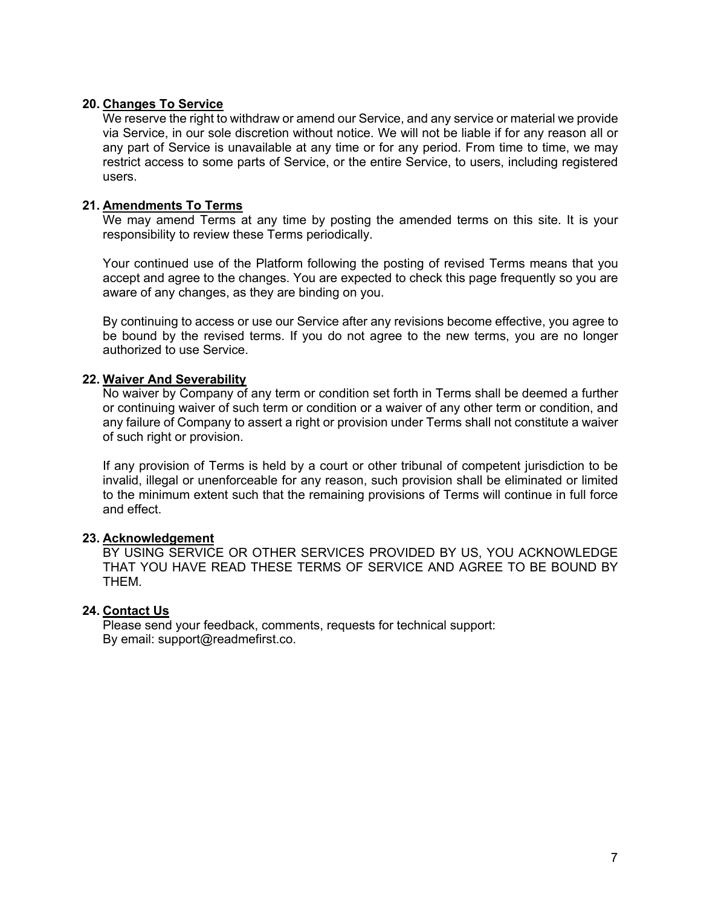## 20. Changes To Service

We reserve the right to withdraw or amend our Service, and any service or material we provide via Service, in our sole discretion without notice. We will not be liable if for any reason all or any part of Service is unavailable at any time or for any period. From time to time, we may restrict access to some parts of Service, or the entire Service, to users, including registered users.

## 21. Amendments To Terms

We may amend Terms at any time by posting the amended terms on this site. It is your responsibility to review these Terms periodically.

Your continued use of the Platform following the posting of revised Terms means that you accept and agree to the changes. You are expected to check this page frequently so you are aware of any changes, as they are binding on you.

By continuing to access or use our Service after any revisions become effective, you agree to be bound by the revised terms. If you do not agree to the new terms, you are no longer authorized to use Service.

## 22. Waiver And Severability

No waiver by Company of any term or condition set forth in Terms shall be deemed a further or continuing waiver of such term or condition or a waiver of any other term or condition, and any failure of Company to assert a right or provision under Terms shall not constitute a waiver of such right or provision.

If any provision of Terms is held by a court or other tribunal of competent jurisdiction to be invalid, illegal or unenforceable for any reason, such provision shall be eliminated or limited to the minimum extent such that the remaining provisions of Terms will continue in full force and effect.

## 23. Acknowledgement

BY USING SERVICE OR OTHER SERVICES PROVIDED BY US, YOU ACKNOWLEDGE THAT YOU HAVE READ THESE TERMS OF SERVICE AND AGREE TO BE BOUND BY THEM.

## 24. Contact Us

Please send your feedback, comments, requests for technical support:
By email: support@readmefirst.co.